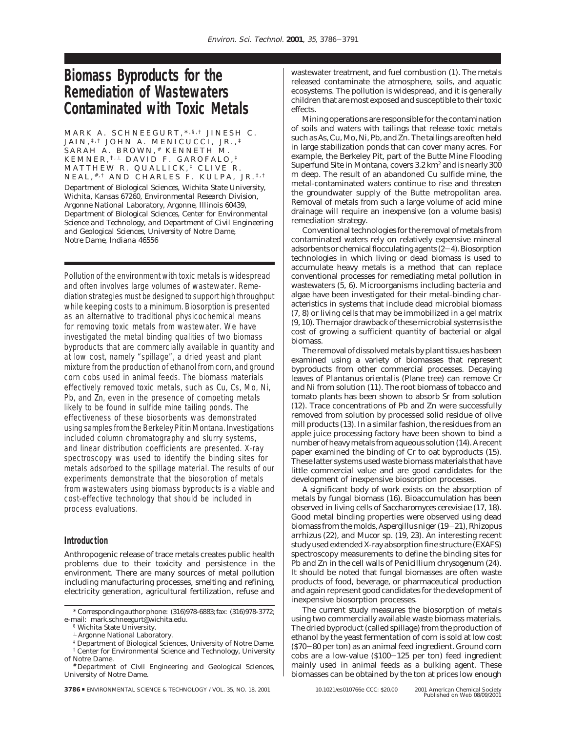# Biomass Byproducts for the Remediation of Wastewaters Contaminated with Toxic Metals

MARK A. SCHNEEGURT,*,§,† JINESH C. JAIN,‡,† JOHN A. MENICUCCI, JR.,‡ SARAH A. BROWN,# KENNETH M. KEMNER,†,⊥ DAVID F. GAROFALO,‡ MATTHEW R. QUALLICK,‡ CLIVE R. NEAL,#,† AND CHARLES F. KULPA, JR.‡,†

Department of Biological Sciences, Wichita State University, Wichita, Kansas 67260, Environmental Research Division, Argonne National Laboratory, Argonne, Illinois 60439, Department of Biological Sciences, Center for Environmental Science and Technology, and Department of Civil Engineering and Geological Sciences, University of Notre Dame, Notre Dame, Indiana 46556

*Pollution of the environment with toxic metals is widespread and often involves large volumes of wastewater. Remediation strategies must be designed to support high throughput while keeping costs to a minimum. Biosorption is presented as an alternative to traditional physicochemical means for removing toxic metals from wastewater. We have investigated the metal binding qualities of two biomass byproducts that are commercially available in quantity and at low cost, namely "spillage", a dried yeast and plant mixture from the production of ethanol from corn, and ground corn cobs used in animal feeds. The biomass materials effectively removed toxic metals, such as Cu, Cs, Mo, Ni, Pb, and Zn, even in the presence of competing metals likely to be found in sulfide mine tailing ponds. The effectiveness of these biosorbents was demonstrated using samples from the Berkeley Pit in Montana. Investigations included column chromatography and slurry systems, and linear distribution coefficients are presented. X-ray spectroscopy was used to identify the binding sites for metals adsorbed to the spillage material. The results of our experiments demonstrate that the biosorption of metals from wastewaters using biomass byproducts is a viable and cost-effective technology that should be included in process evaluations.*

## Introduction

Anthropogenic release of trace metals creates public health problems due to their toxicity and persistence in the environment. There are many sources of metal pollution including manufacturing processes, smelting and refining, electricity generation, agricultural fertilization, refuse and wastewater treatment, and fuel combustion (1). The metals released contaminate the atmosphere, soils, and aquatic ecosystems. The pollution is widespread, and it is generally children that are most exposed and susceptible to their toxic effects.

Mining operations are responsible for the contamination of soils and waters with tailings that release toxic metals such as As, Cu, Mo, Ni, Pb, and Zn. The tailings are often held in large stabilization ponds that can cover many acres. For example, the Berkeley Pit, part of the Butte Mine Flooding Superfund Site in Montana, covers 3.2 km$^2$ and is nearly 300 m deep. The result of an abandoned Cu sulfide mine, the metal-contaminated waters continue to rise and threaten the groundwater supply of the Butte metropolitan area. Removal of metals from such a large volume of acid mine drainage will require an inexpensive (on a volume basis) remediation strategy.

Conventional technologies for the removal of metals from contaminated waters rely on relatively expensive mineral adsorbents or chemical flocculating agents (2–4). Biosorption technologies in which living or dead biomass is used to accumulate heavy metals is a method that can replace conventional processes for remediating metal pollution in wastewaters (5, 6). Microorganisms including bacteria and algae have been investigated for their metal-binding characteristics in systems that include dead microbial biomass (7, 8) or living cells that may be immobilized in a gel matrix (9, 10). The major drawback of these microbial systems is the cost of growing a sufficient quantity of bacterial or algal biomass.

The removal of dissolved metals by plant tissues has been examined using a variety of biomasses that represent byproducts from other commercial processes. Decaying leaves of *Plantanus orientalis* (Plane tree) can remove Cr and Ni from solution (11). The root biomass of tobacco and tomato plants has been shown to absorb Sr from solution (12). Trace concentrations of Pb and Zn were successfully removed from solution by processed solid residue of olive mill products (13). In a similar fashion, the residues from an apple juice processing factory have been shown to bind a number of heavy metals from aqueous solution (14). A recent paper examined the binding of Cr to oat byproducts (15). These latter systems used waste biomass materials that have little commercial value and are good candidates for the development of inexpensive biosorption processes.

A significant body of work exists on the absorption of metals by fungal biomass (16). Bioaccumulation has been observed in living cells of *Saccharomyces cerevisiae* (17, 18). Good metal binding properties were observed using dead biomass from the molds, *Aspergillus niger* (19–21), *Rhizopus arrhizus* (22), and *Mucor* sp. (19, 23). An interesting recent study used extended X-ray absorption fine structure (EXAFS) spectroscopy measurements to define the binding sites for Pb and Zn in the cell walls of *Penicillium chrysogenum* (24). It should be noted that fungal biomasses are often waste products of food, beverage, or pharmaceutical production and again represent good candidates for the development of inexpensive biosorption processes.

The current study measures the biosorption of metals using two commercially available waste biomass materials. The dried byproduct (called spillage) from the production of ethanol by the yeast fermentation of corn is sold at low cost ($70–80 per ton) as an animal feed ingredient. Ground corn cobs are a low-value ($100–125 per ton) feed ingredient mainly used in animal feeds as a bulking agent. These biomasses can be obtained by the ton at prices low enough

\* Corresponding author phone: (316)978-6883; fax: (316)978-3772; e-mail: mark.schneegurt@wichita.edu.

§ Wichita State University.

⊥ Argonne National Laboratory.

‡ Department of Biological Sciences, University of Notre Dame.

† Center for Environmental Science and Technology, University of Notre Dame.

\# Department of Civil Engineering and Geological Sciences, University of Notre Dame.

10.1021/es010766e CCC: $20.00 © 2001 American Chemical Society
Published on Web 08/09/2001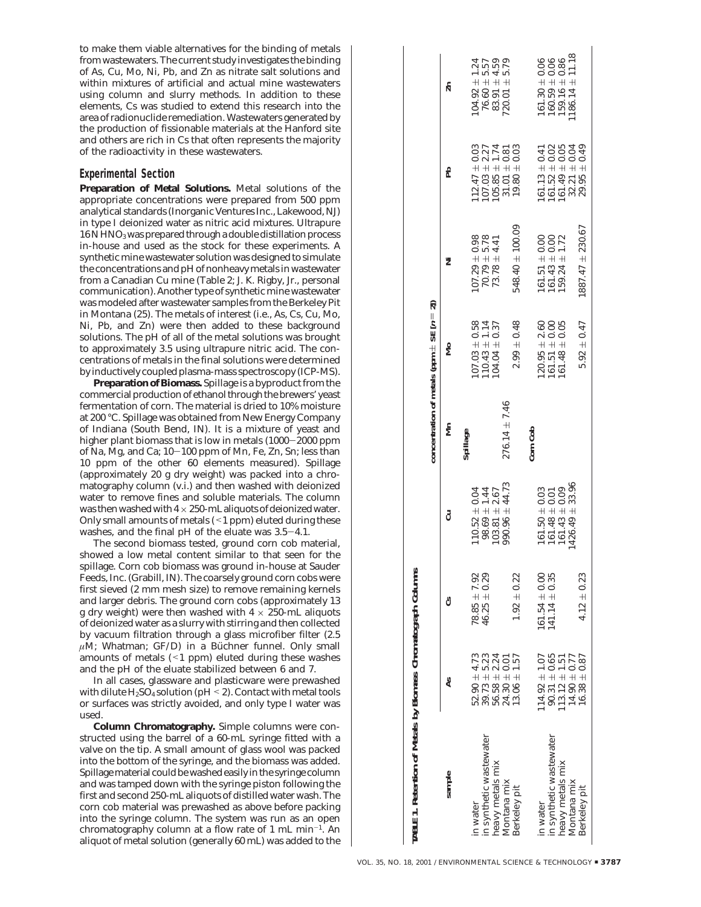to make them viable alternatives for the binding of metals from wastewaters. The current study investigates the binding of As, Cu, Mo, Ni, Pb, and Zn as nitrate salt solutions and within mixtures of artificial and actual mine wastewaters using column and slurry methods. In addition to these elements, Cs was studied to extend this research into the area of radionuclide remediation. Wastewaters generated by the production of fissionable materials at the Hanford site and others are rich in Cs that often represents the majority of the radioactivity in these wastewaters.

## Experimental Section

**Preparation of Metal Solutions.** Metal solutions of the appropriate concentrations were prepared from 500 ppm analytical standards (Inorganic Ventures Inc., Lakewood, NJ) in type I deionized water as nitric acid mixtures. Ultrapure 16 N $HNO_3$ was prepared through a double distillation process in-house and used as the stock for these experiments. A synthetic mine wastewater solution was designed to simulate the concentrations and pH of nonheavy metals in wastewater from a Canadian Cu mine (Table 2; J. K. Rigby, Jr., personal communication). Another type of synthetic mine wastewater was modeled after wastewater samples from the Berkeley Pit in Montana (25). The metals of interest (i.e., As, Cs, Cu, Mo, Ni, Pb, and Zn) were then added to these background solutions. The pH of all of the metal solutions was brought to approximately 3.5 using ultrapure nitric acid. The concentrations of metals in the final solutions were determined by inductively coupled plasma-mass spectroscopy (ICP-MS).

**Preparation of Biomass.** Spillage is a byproduct from the commercial production of ethanol through the brewers' yeast fermentation of corn. The material is dried to 10% moisture at 200 °C. Spillage was obtained from New Energy Company of Indiana (South Bend, IN). It is a mixture of yeast and higher plant biomass that is low in metals (1000−2000 ppm of Na, Mg, and Ca; 10−100 ppm of Mn, Fe, Zn, Sn; less than 10 ppm of the other 60 elements measured). Spillage (approximately 20 g dry weight) was packed into a chromatography column (v.i.) and then washed with deionized water to remove fines and soluble materials. The column was then washed with 4 × 250-mL aliquots of deionized water. Only small amounts of metals (<1 ppm) eluted during these washes, and the final pH of the eluate was 3.5−4.1.

The second biomass tested, ground corn cob material, showed a low metal content similar to that seen for the spillage. Corn cob biomass was ground in-house at Sauder Feeds, Inc. (Grabill, IN). The coarsely ground corn cobs were first sieved (2 mm mesh size) to remove remaining kernels and larger debris. The ground corn cobs (approximately 13 g dry weight) were then washed with 4 × 250-mL aliquots of deionized water as a slurry with stirring and then collected by vacuum filtration through a glass microfiber filter (2.5 $\mu$M; Whatman; GF/D) in a Büchner funnel. Only small amounts of metals (<1 ppm) eluted during these washes and the pH of the eluate stabilized between 6 and 7.

In all cases, glassware and plasticware were prewashed with dilute $H_2SO_4$ solution (pH < 2). Contact with metal tools or surfaces was strictly avoided, and only type I water was used.

**Column Chromatography.** Simple columns were constructed using the barrel of a 60-mL syringe fitted with a valve on the tip. A small amount of glass wool was packed into the bottom of the syringe, and the biomass was added. Spillage material could be washed easily in the syringe column and was tamped down with the syringe piston following the first and second 250-mL aliquots of distilled water wash. The corn cob material was prewashed as above before packing into the syringe column. The system was run as an open chromatography column at a flow rate of 1 mL min$^{-1}$. An aliquot of metal solution (generally 60 mL) was added to the

**TABLE 1. Retention of Metals by Biomass Chromatograph Columns**

| sample | concentration of metals (ppm ± SE ($n$ = 2)) | | | | | | | |
|---|---|---|---|---|---|---|---|---|
| | As | Cs | Cu | Mn | Mo | Ni | Pb | Zn |
| **Spillage** | | | | | | | | |
| in water | 52.90 ± 4.73 | 78.85 ± 7.92 | 110.52 ± 0.04 | | 107.03 ± 0.58 | 107.29 ± 0.98 | 112.47 ± 0.03 | 104.92 ± 1.24 |
| in synthetic wastewater | 39.73 ± 5.23 | 46.25 ± 0.29 | 98.69 ± 1.44 | | 110.43 ± 1.14 | 70.79 ± 5.78 | 107.03 ± 2.27 | 76.60 ± 5.57 |
| heavy metals mix | 56.58 ± 2.24 | | 103.81 ± 2.67 | | 104.04 ± 0.37 | 73.78 ± 4.41 | 105.85 ± 1.74 | 83.91 ± 4.59 |
| Montana mix | 24.30 ± 0.01 | | 990.96 ± 44.73 | 276.14 ± 7.46 | | | 31.01 ± 0.81 | 720.01 ± 5.79 |
| Berkeley pit | 13.06 ± 1.57 | 1.92 ± 0.22 | | | 2.99 ± 0.48 | 548.40 ± 100.09 | 19.80 ± 0.03 | |
| **Corn Cob** | | | | | | | | |
| in water | 114.92 ± 1.07 | 161.54 ± 0.00 | 161.50 ± 0.03 | | 120.95 ± 2.60 | 161.51 ± 0.00 | 161.13 ± 0.41 | 161.30 ± 0.06 |
| in synthetic wastewater | 90.31 ± 0.65 | 141.14 ± 0.35 | 161.48 ± 0.01 | | 161.51 ± 0.00 | 161.43 ± 0.00 | 161.52 ± 0.02 | 160.59 ± 0.06 |
| heavy metals mix | 113.12 ± 1.51 | | 161.43 ± 0.09 | | 161.48 ± 0.05 | 159.24 ± 1.72 | 161.49 ± 0.05 | 159.16 ± 0.86 |
| Montana mix | 14.90 ± 0.77 | | 1426.49 ± 33.96 | | | | 32.21 ± 0.04 | 1186.14 ± 11.18 |
| Berkeley pit | 16.38 ± 0.87 | 4.12 ± 0.23 | | | 5.92 ± 0.47 | 1887.47 ± 230.67 | 29.95 ± 0.49 | |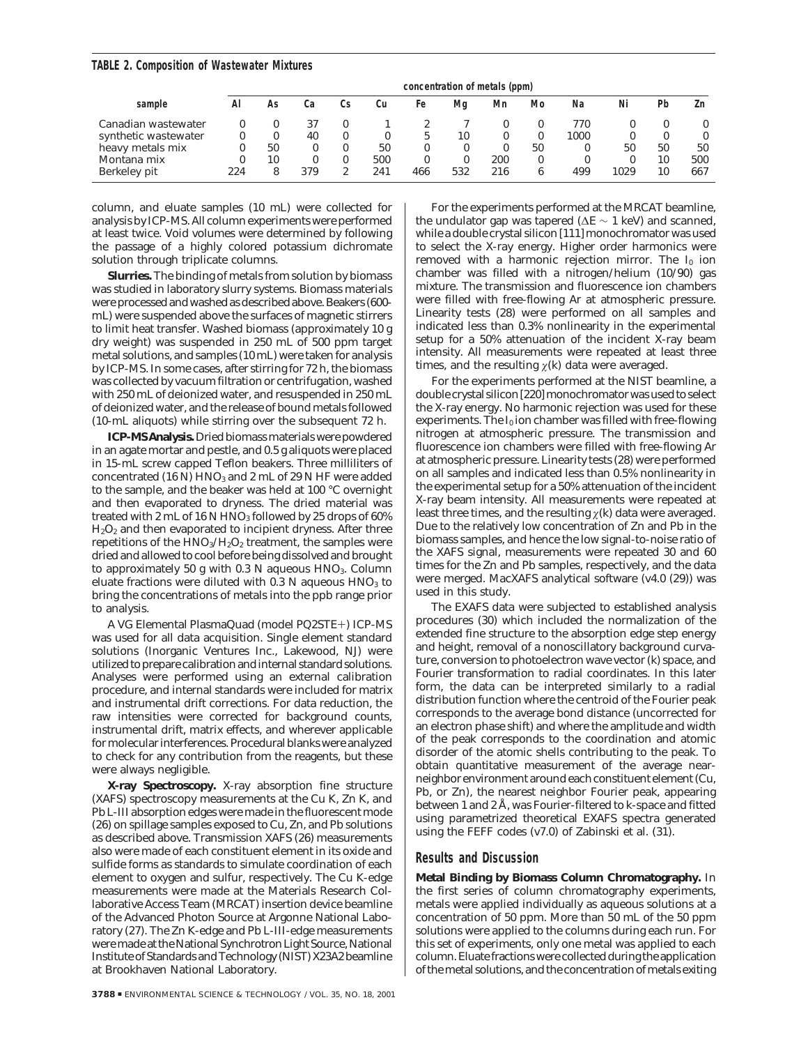**TABLE 2. Composition of Wastewater Mixtures**

| sample | concentration of metals (ppm) | | | | | | | | | | | | |
|---|---|---|---|---|---|---|---|---|---|---|---|---|---|
| | Al | As | Ca | Cs | Cu | Fe | Mg | Mn | Mo | Na | Ni | Pb | Zn |
| Canadian wastewater | 0 | 0 | 37 | 0 | 1 | 2 | 7 | 0 | 0 | 770 | 0 | 0 | 0 |
| synthetic wastewater | 0 | 0 | 40 | 0 | 0 | 5 | 10 | 0 | 0 | 1000 | 0 | 0 | 0 |
| heavy metals mix | 0 | 50 | 0 | 0 | 50 | 0 | 0 | 0 | 50 | 0 | 50 | 50 | 50 |
| Montana mix | 0 | 10 | 0 | 0 | 500 | 0 | 0 | 200 | 0 | 0 | 0 | 10 | 500 |
| Berkeley pit | 224 | 8 | 379 | 2 | 241 | 466 | 532 | 216 | 6 | 499 | 1029 | 10 | 667 |

column, and eluate samples (10 mL) were collected for analysis by ICP-MS. All column experiments were performed at least twice. Void volumes were determined by following the passage of a highly colored potassium dichromate solution through triplicate columns.

**Slurries.** The binding of metals from solution by biomass was studied in laboratory slurry systems. Biomass materials were processed and washed as described above. Beakers (600-mL) were suspended above the surfaces of magnetic stirrers to limit heat transfer. Washed biomass (approximately 10 g dry weight) was suspended in 250 mL of 500 ppm target metal solutions, and samples (10 mL) were taken for analysis by ICP-MS. In some cases, after stirring for 72 h, the biomass was collected by vacuum filtration or centrifugation, washed with 250 mL of deionized water, and resuspended in 250 mL of deionized water, and the release of bound metals followed (10-mL aliquots) while stirring over the subsequent 72 h.

**ICP-MS Analysis.** Dried biomass materials were powdered in an agate mortar and pestle, and 0.5 g aliquots were placed in 15-mL screw capped Teflon beakers. Three milliliters of concentrated (16 N) $HNO_3$ and 2 mL of 29 N HF were added to the sample, and the beaker was held at 100 °C overnight and then evaporated to dryness. The dried material was treated with 2 mL of 16 N $HNO_3$ followed by 25 drops of 60% $H_2O_2$ and then evaporated to incipient dryness. After three repetitions of the $HNO_3/H_2O_2$ treatment, the samples were dried and allowed to cool before being dissolved and brought to approximately 50 g with 0.3 N aqueous $HNO_3$. Column eluate fractions were diluted with 0.3 N aqueous $HNO_3$ to bring the concentrations of metals into the ppb range prior to analysis.

A VG Elemental PlasmaQuad (model PQ2STE+) ICP-MS was used for all data acquisition. Single element standard solutions (Inorganic Ventures Inc., Lakewood, NJ) were utilized to prepare calibration and internal standard solutions. Analyses were performed using an external calibration procedure, and internal standards were included for matrix and instrumental drift corrections. For data reduction, the raw intensities were corrected for background counts, instrumental drift, matrix effects, and wherever applicable for molecular interferences. Procedural blanks were analyzed to check for any contribution from the reagents, but these were always negligible.

**X-ray Spectroscopy.** X-ray absorption fine structure (XAFS) spectroscopy measurements at the Cu K, Zn K, and Pb L-III absorption edges were made in the fluorescent mode (26) on spillage samples exposed to Cu, Zn, and Pb solutions as described above. Transmission XAFS (26) measurements also were made of each constituent element in its oxide and sulfide forms as standards to simulate coordination of each element to oxygen and sulfur, respectively. The Cu K-edge measurements were made at the Materials Research Collaborative Access Team (MRCAT) insertion device beamline of the Advanced Photon Source at Argonne National Laboratory (27). The Zn K-edge and Pb L-III-edge measurements were made at the National Synchrotron Light Source, National Institute of Standards and Technology (NIST) X23A2 beamline at Brookhaven National Laboratory.

For the experiments performed at the MRCAT beamline, the undulator gap was tapered ($\Delta E \sim 1$ keV) and scanned, while a double crystal silicon [111] monochromator was used to select the X-ray energy. Higher order harmonics were removed with a harmonic rejection mirror. The $I_0$ ion chamber was filled with a nitrogen/helium (10/90) gas mixture. The transmission and fluorescence ion chambers were filled with free-flowing Ar at atmospheric pressure. Linearity tests (28) were performed on all samples and indicated less than 0.3% nonlinearity in the experimental setup for a 50% attenuation of the incident X-ray beam intensity. All measurements were repeated at least three times, and the resulting $\chi(k)$ data were averaged.

For the experiments performed at the NIST beamline, a double crystal silicon [220] monochromator was used to select the X-ray energy. No harmonic rejection was used for these experiments. The $I_0$ ion chamber was filled with free-flowing nitrogen at atmospheric pressure. The transmission and fluorescence ion chambers were filled with free-flowing Ar at atmospheric pressure. Linearity tests (28) were performed on all samples and indicated less than 0.5% nonlinearity in the experimental setup for a 50% attenuation of the incident X-ray beam intensity. All measurements were repeated at least three times, and the resulting $\chi(k)$ data were averaged. Due to the relatively low concentration of Zn and Pb in the biomass samples, and hence the low signal-to-noise ratio of the XAFS signal, measurements were repeated 30 and 60 times for the Zn and Pb samples, respectively, and the data were merged. MacXAFS analytical software (v4.0 (29)) was used in this study.

The EXAFS data were subjected to established analysis procedures (30) which included the normalization of the extended fine structure to the absorption edge step energy and height, removal of a nonoscillatory background curvature, conversion to photoelectron wave vector (k) space, and Fourier transformation to radial coordinates. In this later form, the data can be interpreted similarly to a radial distribution function where the centroid of the Fourier peak corresponds to the average bond distance (uncorrected for an electron phase shift) and where the amplitude and width of the peak corresponds to the coordination and atomic disorder of the atomic shells contributing to the peak. To obtain quantitative measurement of the average near-neighbor environment around each constituent element (Cu, Pb, or Zn), the nearest neighbor Fourier peak, appearing between 1 and 2 Å, was Fourier-filtered to k-space and fitted using parametrized theoretical EXAFS spectra generated using the FEFF codes (v7.0) of Zabinski et al. (31).

## Results and Discussion

**Metal Binding by Biomass Column Chromatography.** In the first series of column chromatography experiments, metals were applied individually as aqueous solutions at a concentration of 50 ppm. More than 50 mL of the 50 ppm solutions were applied to the columns during each run. For this set of experiments, only one metal was applied to each column. Eluate fractions were collected during the application of the metal solutions, and the concentration of metals exiting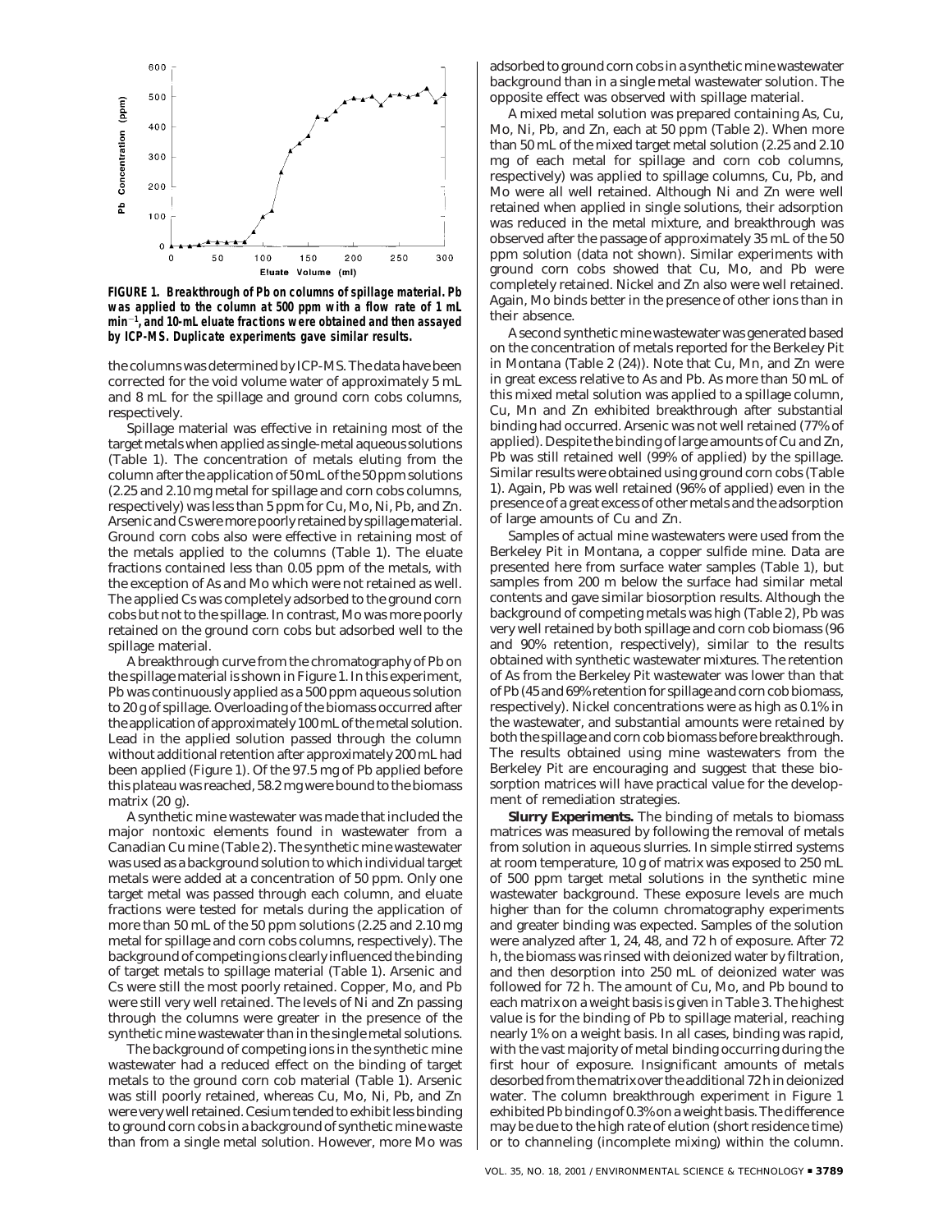FIGURE 1. Breakthrough of Pb on columns of spillage material. Pb was applied to the column at 500 ppm with a flow rate of 1 mL $min^{-1}$, and 10-mL eluate fractions were obtained and then assayed by ICP-MS. Duplicate experiments gave similar results.

the columns was determined by ICP-MS. The data have been corrected for the void volume water of approximately 5 mL and 8 mL for the spillage and ground corn cobs columns, respectively.

Spillage material was effective in retaining most of the target metals when applied as single-metal aqueous solutions (Table 1). The concentration of metals eluting from the column after the application of 50 mL of the 50 ppm solutions (2.25 and 2.10 mg metal for spillage and corn cobs columns, respectively) was less than 5 ppm for Cu, Mo, Ni, Pb, and Zn. Arsenic and Cs were more poorly retained by spillage material. Ground corn cobs also were effective in retaining most of the metals applied to the columns (Table 1). The eluate fractions contained less than 0.05 ppm of the metals, with the exception of As and Mo which were not retained as well. The applied Cs was completely adsorbed to the ground corn cobs but not to the spillage. In contrast, Mo was more poorly retained on the ground corn cobs but adsorbed well to the spillage material.

A breakthrough curve from the chromatography of Pb on the spillage material is shown in Figure 1. In this experiment, Pb was continuously applied as a 500 ppm aqueous solution to 20 g of spillage. Overloading of the biomass occurred after the application of approximately 100 mL of the metal solution. Lead in the applied solution passed through the column without additional retention after approximately 200 mL had been applied (Figure 1). Of the 97.5 mg of Pb applied before this plateau was reached, 58.2 mg were bound to the biomass matrix (20 g).

A synthetic mine wastewater was made that included the major nontoxic elements found in wastewater from a Canadian Cu mine (Table 2). The synthetic mine wastewater was used as a background solution to which individual target metals were added at a concentration of 50 ppm. Only one target metal was passed through each column, and eluate fractions were tested for metals during the application of more than 50 mL of the 50 ppm solutions (2.25 and 2.10 mg metal for spillage and corn cobs columns, respectively). The background of competing ions clearly influenced the binding of target metals to spillage material (Table 1). Arsenic and Cs were still the most poorly retained. Copper, Mo, and Pb were still very well retained. The levels of Ni and Zn passing through the columns were greater in the presence of the synthetic mine wastewater than in the single metal solutions.

The background of competing ions in the synthetic mine wastewater had a reduced effect on the binding of target metals to the ground corn cob material (Table 1). Arsenic was still poorly retained, whereas Cu, Mo, Ni, Pb, and Zn were very well retained. Cesium tended to exhibit less binding to ground corn cobs in a background of synthetic mine waste than from a single metal solution. However, more Mo was adsorbed to ground corn cobs in a synthetic mine wastewater background than in a single metal wastewater solution. The opposite effect was observed with spillage material.

A mixed metal solution was prepared containing As, Cu, Mo, Ni, Pb, and Zn, each at 50 ppm (Table 2). When more than 50 mL of the mixed target metal solution (2.25 and 2.10 mg of each metal for spillage and corn cob columns, respectively) was applied to spillage columns, Cu, Pb, and Mo were all well retained. Although Ni and Zn were well retained when applied in single solutions, their adsorption was reduced in the metal mixture, and breakthrough was observed after the passage of approximately 35 mL of the 50 ppm solution (data not shown). Similar experiments with ground corn cobs showed that Cu, Mo, and Pb were completely retained. Nickel and Zn also were well retained. Again, Mo binds better in the presence of other ions than in their absence.

A second synthetic mine wastewater was generated based on the concentration of metals reported for the Berkeley Pit in Montana (Table 2 (24)). Note that Cu, Mn, and Zn were in great excess relative to As and Pb. As more than 50 mL of this mixed metal solution was applied to a spillage column, Cu, Mn and Zn exhibited breakthrough after substantial binding had occurred. Arsenic was not well retained (77% of applied). Despite the binding of large amounts of Cu and Zn, Pb was still retained well (99% of applied) by the spillage. Similar results were obtained using ground corn cobs (Table 1). Again, Pb was well retained (96% of applied) even in the presence of a great excess of other metals and the adsorption of large amounts of Cu and Zn.

Samples of actual mine wastewaters were used from the Berkeley Pit in Montana, a copper sulfide mine. Data are presented here from surface water samples (Table 1), but samples from 200 m below the surface had similar metal contents and gave similar biosorption results. Although the background of competing metals was high (Table 2), Pb was very well retained by both spillage and corn cob biomass (96 and 90% retention, respectively), similar to the results obtained with synthetic wastewater mixtures. The retention of As from the Berkeley Pit wastewater was lower than that of Pb (45 and 69% retention for spillage and corn cob biomass, respectively). Nickel concentrations were as high as 0.1% in the wastewater, and substantial amounts were retained by both the spillage and corn cob biomass before breakthrough. The results obtained using mine wastewaters from the Berkeley Pit are encouraging and suggest that these biosorption matrices will have practical value for the development of remediation strategies.

**Slurry Experiments.** The binding of metals to biomass matrices was measured by following the removal of metals from solution in aqueous slurries. In simple stirred systems at room temperature, 10 g of matrix was exposed to 250 mL of 500 ppm target metal solutions in the synthetic mine wastewater background. These exposure levels are much higher than for the column chromatography experiments and greater binding was expected. Samples of the solution were analyzed after 1, 24, 48, and 72 h of exposure. After 72 h, the biomass was rinsed with deionized water by filtration, and then desorption into 250 mL of deionized water was followed for 72 h. The amount of Cu, Mo, and Pb bound to each matrix on a weight basis is given in Table 3. The highest value is for the binding of Pb to spillage material, reaching nearly 1% on a weight basis. In all cases, binding was rapid, with the vast majority of metal binding occurring during the first hour of exposure. Insignificant amounts of metals desorbed from the matrix over the additional 72 h in deionized water. The column breakthrough experiment in Figure 1 exhibited Pb binding of 0.3% on a weight basis. The difference may be due to the high rate of elution (short residence time) or to channeling (incomplete mixing) within the column.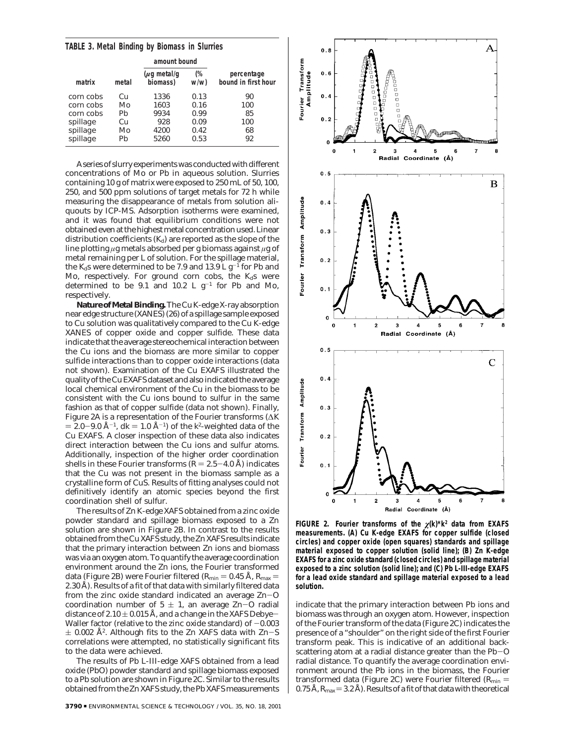**TABLE 3. Metal Binding by Biomass in Slurries**

| matrix | metal | amount bound ($\mu$g metal/g biomass) | amount bound (% w/w) | percentage bound in first hour |
|---|---|---|---|---|
| corn cobs | Cu | 1336 | 0.13 | 90 |
| corn cobs | Mo | 1603 | 0.16 | 100 |
| corn cobs | Pb | 9934 | 0.99 | 85 |
| spillage | Cu | 928 | 0.09 | 100 |
| spillage | Mo | 4200 | 0.42 | 68 |
| spillage | Pb | 5260 | 0.53 | 92 |

A series of slurry experiments was conducted with different concentrations of Mo or Pb in aqueous solution. Slurries containing 10 g of matrix were exposed to 250 mL of 50, 100, 250, and 500 ppm solutions of target metals for 72 h while measuring the disappearance of metals from solution aliquouts by ICP-MS. Adsorption isotherms were examined, and it was found that equilibrium conditions were not obtained even at the highest metal concentration used. Linear distribution coefficients ($K_d$) are reported as the slope of the line plotting $\mu$g metals absorbed per g biomass against $\mu$g of metal remaining per L of solution. For the spillage material, the $K_d$s were determined to be 7.9 and 13.9 L $g^{-1}$ for Pb and Mo, respectively. For ground corn cobs, the $K_d$s were determined to be 9.1 and 10.2 L $g^{-1}$ for Pb and Mo, respectively.

**Nature of Metal Binding.** The Cu K-edge X-ray absorption near edge structure (XANES) (26) of a spillage sample exposed to Cu solution was qualitatively compared to the Cu K-edge XANES of copper oxide and copper sulfide. These data indicate that the average stereochemical interaction between the Cu ions and the biomass are more similar to copper sulfide interactions than to copper oxide interactions (data not shown). Examination of the Cu EXAFS illustrated the quality of the Cu EXAFS dataset and also indicated the average local chemical environment of the Cu in the biomass to be consistent with the Cu ions bound to sulfur in the same fashion as that of copper sulfide (data not shown). Finally, Figure 2A is a representation of the Fourier transforms ($\Delta K = 2.0-9.0$ Å$^{-1}$, dk $= 1.0$ Å$^{-1}$) of the $k^2$-weighted data of the Cu EXAFS. A closer inspection of these data also indicates direct interaction between the Cu ions and sulfur atoms. Additionally, inspection of the higher order coordination shells in these Fourier transforms ($R = 2.5-4.0$ Å) indicates that the Cu was not present in the biomass sample as a crystalline form of CuS. Results of fitting analyses could not definitively identify an atomic species beyond the first coordination shell of sulfur.

The results of Zn K-edge XAFS obtained from a zinc oxide powder standard and spillage biomass exposed to a Zn solution are shown in Figure 2B. In contrast to the results obtained from the Cu XAFS study, the Zn XAFS results indicate that the primary interaction between Zn ions and biomass was via an oxygen atom. To quantify the average coordination environment around the Zn ions, the Fourier transformed data (Figure 2B) were Fourier filtered ($R_{min} = 0.45$ Å, $R_{max} = 2.30$ Å). Results of a fit of that data with similarly filtered data from the zinc oxide standard indicated an average Zn–O coordination number of $5 \pm 1$, an average Zn–O radial distance of $2.10 \pm 0.015$ Å, and a change in the XAFS Debye–Waller factor (relative to the zinc oxide standard) of $-0.003 \pm 0.002$ Å$^2$. Although fits to the Zn XAFS data with Zn–S correlations were attempted, no statistically significant fits to the data were achieved.

The results of Pb L-III-edge XAFS obtained from a lead oxide (PbO) powder standard and spillage biomass exposed to a Pb solution are shown in Figure 2C. Similar to the results obtained from the Zn XAFS study, the Pb XAFS measurements indicate that the primary interaction between Pb ions and biomass was through an oxygen atom. However, inspection of the Fourier transform of the data (Figure 2C) indicates the presence of a "shoulder" on the right side of the first Fourier transform peak. This is indicative of an additional backscattering atom at a radial distance greater than the Pb–O radial distance. To quantify the average coordination environment around the Pb ions in the biomass, the Fourier transformed data (Figure 2C) were Fourier filtered ($R_{min} = 0.75$ Å, $R_{max} = 3.2$ Å). Results of a fit of that data with theoretical

**FIGURE 2. Fourier transforms of the $\chi(k)*k^2$ data from EXAFS measurements. (A) Cu K-edge EXAFS for copper sulfide (closed circles) and copper oxide (open squares) standards and spillage material exposed to copper solution (solid line); (B) Zn K-edge EXAFS for a zinc oxide standard (closed circles) and spillage material exposed to a zinc solution (solid line); and (C) Pb L-III-edge EXAFS for a lead oxide standard and spillage material exposed to a lead solution.**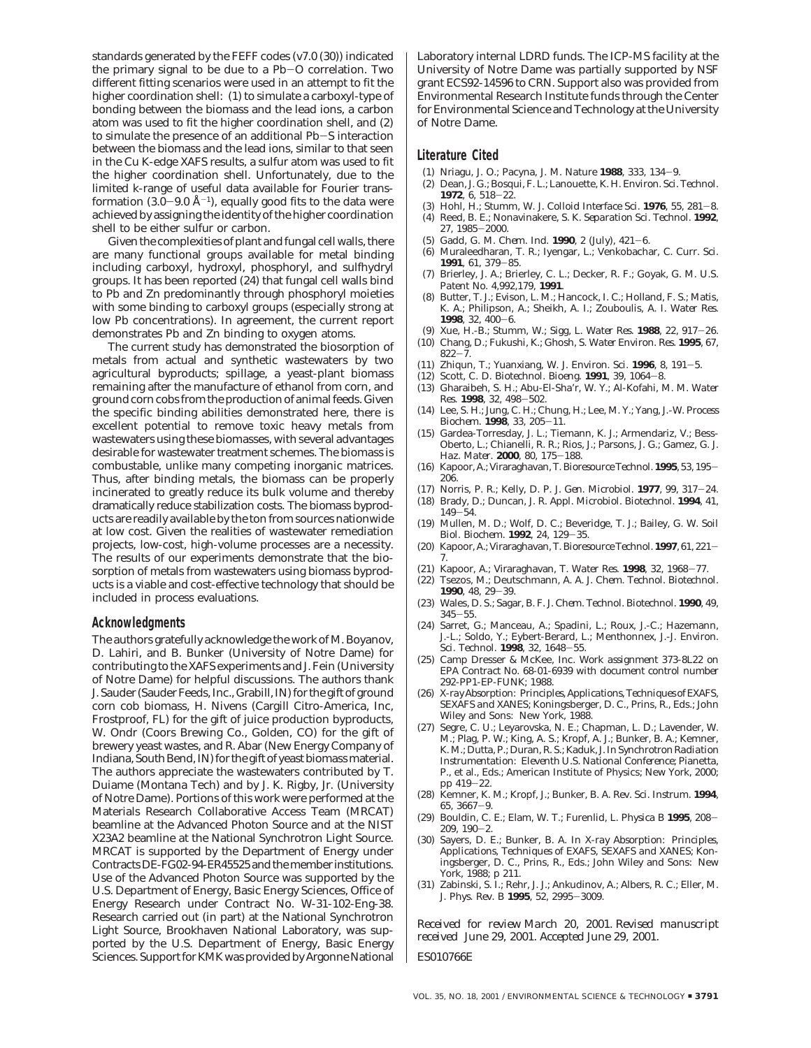standards generated by the FEFF codes (v7.0 (30)) indicated the primary signal to be due to a Pb−O correlation. Two different fitting scenarios were used in an attempt to fit the higher coordination shell: (1) to simulate a carboxyl-type of bonding between the biomass and the lead ions, a carbon atom was used to fit the higher coordination shell, and (2) to simulate the presence of an additional Pb−S interaction between the biomass and the lead ions, similar to that seen in the Cu K-edge XAFS results, a sulfur atom was used to fit the higher coordination shell. Unfortunately, due to the limited k-range of useful data available for Fourier transformation (3.0−9.0 Å$^{-1}$), equally good fits to the data were achieved by assigning the identity of the higher coordination shell to be either sulfur or carbon.

Given the complexities of plant and fungal cell walls, there are many functional groups available for metal binding including carboxyl, hydroxyl, phosphoryl, and sulfhydryl groups. It has been reported (24) that fungal cell walls bind to Pb and Zn predominantly through phosphoryl moieties with some binding to carboxyl groups (especially strong at low Pb concentrations). In agreement, the current report demonstrates Pb and Zn binding to oxygen atoms.

The current study has demonstrated the biosorption of metals from actual and synthetic wastewaters by two agricultural byproducts; spillage, a yeast-plant biomass remaining after the manufacture of ethanol from corn, and ground corn cobs from the production of animal feeds. Given the specific binding abilities demonstrated here, there is excellent potential to remove toxic heavy metals from wastewaters using these biomasses, with several advantages desirable for wastewater treatment schemes. The biomass is combustable, unlike many competing inorganic matrices. Thus, after binding metals, the biomass can be properly incinerated to greatly reduce its bulk volume and thereby dramatically reduce stabilization costs. The biomass byproducts are readily available by the ton from sources nationwide at low cost. Given the realities of wastewater remediation projects, low-cost, high-volume processes are a necessity. The results of our experiments demonstrate that the biosorption of metals from wastewaters using biomass byproducts is a viable and cost-effective technology that should be included in process evaluations.

## Acknowledgments

The authors gratefully acknowledge the work of M. Boyanov, D. Lahiri, and B. Bunker (University of Notre Dame) for contributing to the XAFS experiments and J. Fein (University of Notre Dame) for helpful discussions. The authors thank J. Sauder (Sauder Feeds, Inc., Grabill, IN) for the gift of ground corn cob biomass, H. Nivens (Cargill Citro-America, Inc, Frostproof, FL) for the gift of juice production byproducts, W. Ondr (Coors Brewing Co., Golden, CO) for the gift of brewery yeast wastes, and R. Abar (New Energy Company of Indiana, South Bend, IN) for the gift of yeast biomass material. The authors appreciate the wastewaters contributed by T. Duiame (Montana Tech) and by J. K. Rigby, Jr. (University of Notre Dame). Portions of this work were performed at the Materials Research Collaborative Access Team (MRCAT) beamline at the Advanced Photon Source and at the NIST X23A2 beamline at the National Synchrotron Light Source. MRCAT is supported by the Department of Energy under Contracts DE-FG02-94-ER45525 and the member institutions. Use of the Advanced Photon Source was supported by the U.S. Department of Energy, Basic Energy Sciences, Office of Energy Research under Contract No. W-31-102-Eng-38. Research carried out (in part) at the National Synchrotron Light Source, Brookhaven National Laboratory, was supported by the U.S. Department of Energy, Basic Energy Sciences. Support for KMK was provided by Argonne National Laboratory internal LDRD funds. The ICP-MS facility at the University of Notre Dame was partially supported by NSF grant ECS92-14596 to CRN. Support also was provided from Environmental Research Institute funds through the Center for Environmental Science and Technology at the University of Notre Dame.

## Literature Cited

(1) Nriagu, J. O.; Pacyna, J. M. *Nature* **1988**, *333*, 134−9.
(2) Dean, J. G.; Bosqui, F. L.; Lanouette, K. H. *Environ. Sci. Technol.* **1972**, *6*, 518−22.
(3) Hohl, H.; Stumm, W. *J. Colloid Interface Sci.* **1976**, *55*, 281−8.
(4) Reed, B. E.; Nonavinakere, S. K. *Separation Sci. Technol.* **1992**, *27*, 1985−2000.
(5) Gadd, G. M. *Chem. Ind.* **1990**, *2* (July), 421−6.
(6) Muraleedharan, T. R.; Iyengar, L.; Venkobachar, C. *Curr. Sci.* **1991**, *61*, 379−85.
(7) Brierley, J. A.; Brierley, C. L.; Decker, R. F.; Goyak, G. M. U.S. Patent No. 4,992,179, **1991**.
(8) Butter, T. J.; Evison, L. M.; Hancock, I. C.; Holland, F. S.; Matis, K. A.; Philipson, A.; Sheikh, A. I.; Zouboulis, A. I. *Water Res.* **1998**, *32*, 400−6.
(9) Xue, H.-B.; Stumm, W.; Sigg, L. *Water Res.* **1988**, *22*, 917−26.
(10) Chang, D.; Fukushi, K.; Ghosh, S. *Water Environ. Res.* **1995**, *67*, 822−7.
(11) Zhiqun, T.; Yuanxiang, W. *J. Environ. Sci.* **1996**, *8*, 191−5.
(12) Scott, C. D. *Biotechnol. Bioeng.* **1991**, *39*, 1064−8.
(13) Gharaibeh, S. H.; Abu-El-Sha'r, W. Y.; Al-Kofahi, M. M. *Water Res.* **1998**, *32*, 498−502.
(14) Lee, S. H.; Jung, C. H.; Chung, H.; Lee, M. Y.; Yang, J.-W. *Process Biochem.* **1998**, *33*, 205−11.
(15) Gardea-Torresday, J. L.; Tiemann, K. J.; Armendariz, V.; Bess-Oberto, L.; Chianelli, R. R.; Rios, J.; Parsons, J. G.; Gamez, G. *J. Haz. Mater.* **2000**, *80*, 175−188.
(16) Kapoor, A.; Viraraghavan, T. *Bioresource Technol.* **1995**, *53*, 195−206.
(17) Norris, P. R.; Kelly, D. P. *J. Gen. Microbiol.* **1977**, *99*, 317−24.
(18) Brady, D.; Duncan, J. R. *Appl. Microbiol. Biotechnol.* **1994**, *41*, 149−54.
(19) Mullen, M. D.; Wolf, D. C.; Beveridge, T. J.; Bailey, G. W. *Soil Biol. Biochem.* **1992**, *24*, 129−35.
(20) Kapoor, A.; Viraraghavan, T. *Bioresource Technol.* **1997**, *61*, 221−7.
(21) Kapoor, A.; Viraraghavan, T. *Water Res.* **1998**, *32*, 1968−77.
(22) Tsezos, M.; Deutschmann, A. A. *J. Chem. Technol. Biotechnol.* **1990**, *48*, 29−39.
(23) Wales, D. S.; Sagar, B. F. *J. Chem. Technol. Biotechnol.* **1990**, *49*, 345−55.
(24) Sarret, G.; Manceau, A.; Spadini, L.; Roux, J.-C.; Hazemann, J.-L.; Soldo, Y.; Eybert-Berard, L.; Menthonnex, J.-J. *Environ. Sci. Technol.* **1998**, *32*, 1648−55.
(25) Camp Dresser & McKee, Inc. Work assignment 373-8L22 on EPA Contract No. 68-01-6939 with document control number 292-PP1-EP-FUNK; 1988.
(26) *X-ray Absorption: Principles, Applications, Techniques of EXAFS, SEXAFS and XANES*; Koningsberger, D. C., Prins, R., Eds.; John Wiley and Sons: New York, 1988.
(27) Segre, C. U.; Leyarovska, N. E.; Chapman, L. D.; Lavender, W. M.; Plag, P. W.; King, A. S.; Kropf, A. J.; Bunker, B. A.; Kemner, K. M.; Dutta, P.; Duran, R. S.; Kaduk, J. In *Synchrotron Radiation Instrumentation: Eleventh U.S. National Conference*; Pianetta, P., et al., Eds.; American Institute of Physics; New York, 2000; pp 419−22.
(28) Kemner, K. M.; Kropf, J.; Bunker, B. A. *Rev. Sci. Instrum.* **1994**, *65*, 3667−9.
(29) Bouldin, C. E.; Elam, W. T.; Furenlid, L. *Physica B* **1995**, *208*−*209*, 190−2.
(30) Sayers, D. E.; Bunker, B. A. In *X-ray Absorption: Principles, Applications, Techniques of EXAFS, SEXAFS and XANES*; Koningsberger, D. C., Prins, R., Eds.; John Wiley and Sons: New York, 1988; p 211.
(31) Zabinski, S. I.; Rehr, J. J.; Ankudinov, A.; Albers, R. C.; Eller, M. J. *Phys. Rev. B* **1995**, *52*, 2995−3009.

*Received for review March 20, 2001. Revised manuscript received June 29, 2001. Accepted June 29, 2001.*

ES010766E